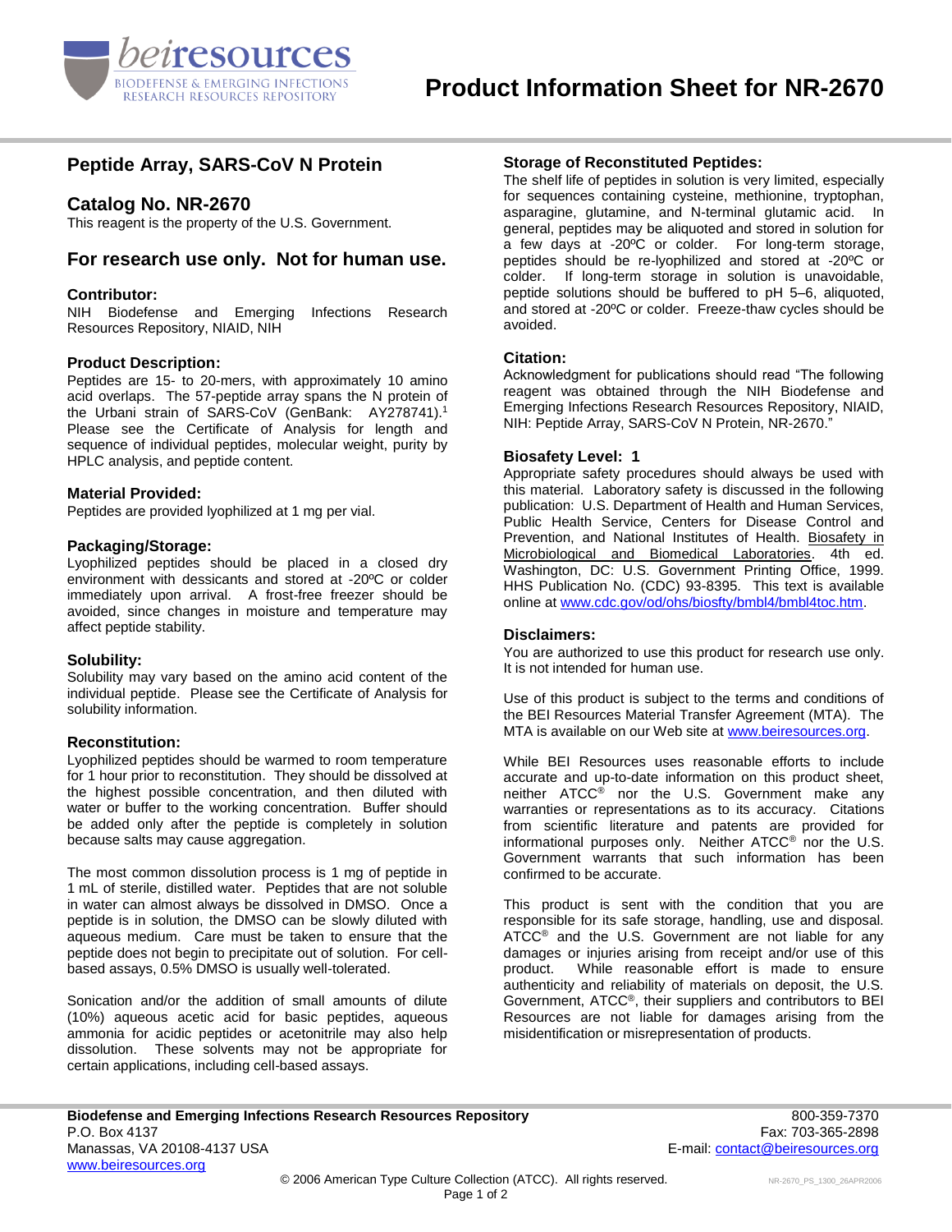# Product Information Sheet for NR-2670

## Peptide Array, SARS-CoV N Protein

## Catalog No. NR-2670

This reagent is the property of the U.S. Government.

## For research use only. Not for human use.

### Contributor:

NIH Biodefense and Emerging Infections Research Resources Repository, NIAID, NIH

### Product Description:

Peptides are 15- to 20-mers, with approximately 10 amino acid overlaps. The 57-peptide array spans the N protein of the Urbani strain of SARS-CoV (GenBank: AY278741).[1] Please see the Certificate of Analysis for length and sequence of individual peptides, molecular weight, purity by HPLC analysis, and peptide content.

### Material Provided:

Peptides are provided lyophilized at 1 mg per vial.

### Packaging/Storage:

Lyophilized peptides should be placed in a closed dry environment with dessicants and stored at -20ºC or colder immediately upon arrival. A frost-free freezer should be avoided, since changes in moisture and temperature may affect peptide stability.

### Solubility:

Solubility may vary based on the amino acid content of the individual peptide. Please see the Certificate of Analysis for solubility information.

### Reconstitution:

Lyophilized peptides should be warmed to room temperature for 1 hour prior to reconstitution. They should be dissolved at the highest possible concentration, and then diluted with water or buffer to the working concentration. Buffer should be added only after the peptide is completely in solution because salts may cause aggregation.

The most common dissolution process is 1 mg of peptide in 1 mL of sterile, distilled water. Peptides that are not soluble in water can almost always be dissolved in DMSO. Once a peptide is in solution, the DMSO can be slowly diluted with aqueous medium. Care must be taken to ensure that the peptide does not begin to precipitate out of solution. For cell-based assays, 0.5% DMSO is usually well-tolerated.

Sonication and/or the addition of small amounts of dilute (10%) aqueous acetic acid for basic peptides, aqueous ammonia for acidic peptides or acetonitrile may also help dissolution. These solvents may not be appropriate for certain applications, including cell-based assays.

### Storage of Reconstituted Peptides:

The shelf life of peptides in solution is very limited, especially for sequences containing cysteine, methionine, tryptophan, asparagine, glutamine, and N-terminal glutamic acid. In general, peptides may be aliquoted and stored in solution for a few days at -20ºC or colder. For long-term storage, peptides should be re-lyophilized and stored at -20ºC or colder. If long-term storage in solution is unavoidable, peptide solutions should be buffered to pH 5–6, aliquoted, and stored at -20ºC or colder. Freeze-thaw cycles should be avoided.

### Citation:

Acknowledgment for publications should read "The following reagent was obtained through the NIH Biodefense and Emerging Infections Research Resources Repository, NIAID, NIH: Peptide Array, SARS-CoV N Protein, NR-2670."

### Biosafety Level: 1

Appropriate safety procedures should always be used with this material. Laboratory safety is discussed in the following publication: U.S. Department of Health and Human Services, Public Health Service, Centers for Disease Control and Prevention, and National Institutes of Health. Biosafety in Microbiological and Biomedical Laboratories. 4th ed. Washington, DC: U.S. Government Printing Office, 1999. HHS Publication No. (CDC) 93-8395. This text is available online at www.cdc.gov/od/ohs/biosfty/bmbl4/bmbl4toc.htm.

### Disclaimers:

You are authorized to use this product for research use only. It is not intended for human use.

Use of this product is subject to the terms and conditions of the BEI Resources Material Transfer Agreement (MTA). The MTA is available on our Web site at www.beiresources.org.

While BEI Resources uses reasonable efforts to include accurate and up-to-date information on this product sheet, neither ATCC® nor the U.S. Government make any warranties or representations as to its accuracy. Citations from scientific literature and patents are provided for informational purposes only. Neither ATCC® nor the U.S. Government warrants that such information has been confirmed to be accurate.

This product is sent with the condition that you are responsible for its safe storage, handling, use and disposal. ATCC® and the U.S. Government are not liable for any damages or injuries arising from receipt and/or use of this product. While reasonable effort is made to ensure authenticity and reliability of materials on deposit, the U.S. Government, ATCC®, their suppliers and contributors to BEI Resources are not liable for damages arising from the misidentification or misrepresentation of products.

**Biodefense and Emerging Infections Research Resources Repository**
P.O. Box 4137
Manassas, VA 20108-4137 USA
www.beiresources.org

800-359-7370
Fax: 703-365-2898
E-mail: contact@beiresources.org

© 2006 American Type Culture Collection (ATCC). All rights reserved.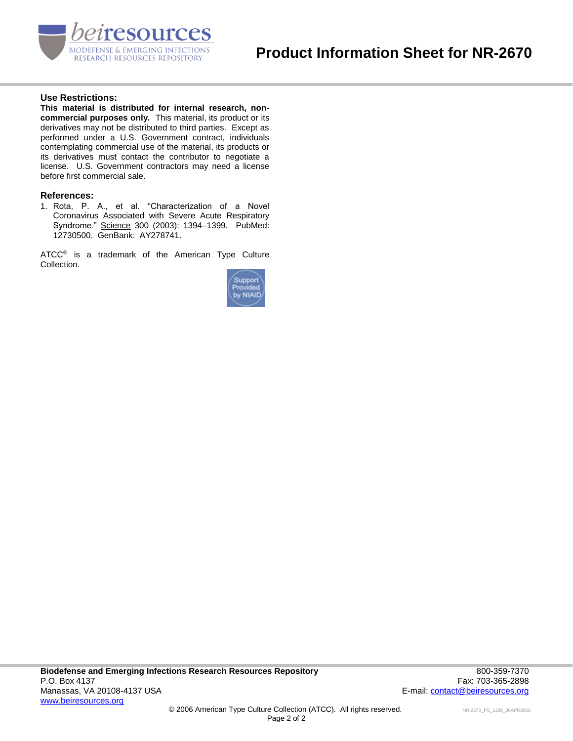## Use Restrictions:

**This material is distributed for internal research, non-commercial purposes only.** This material, its product or its derivatives may not be distributed to third parties. Except as performed under a U.S. Government contract, individuals contemplating commercial use of the material, its products or its derivatives must contact the contributor to negotiate a license. U.S. Government contractors may need a license before first commercial sale.

## References:

1. Rota, P. A., et al. "Characterization of a Novel Coronavirus Associated with Severe Acute Respiratory Syndrome." Science 300 (2003): 1394–1399. PubMed: 12730500. GenBank: AY278741.

ATCC® is a trademark of the American Type Culture Collection.

Support Provided by NIAID

**Biodefense and Emerging Infections Research Resources Repository**
P.O. Box 4137
Manassas, VA 20108-4137 USA
www.beiresources.org

800-359-7370
Fax: 703-365-2898
E-mail: contact@beiresources.org

© 2006 American Type Culture Collection (ATCC). All rights reserved.

NR-2670_PS_1300_26APR2006